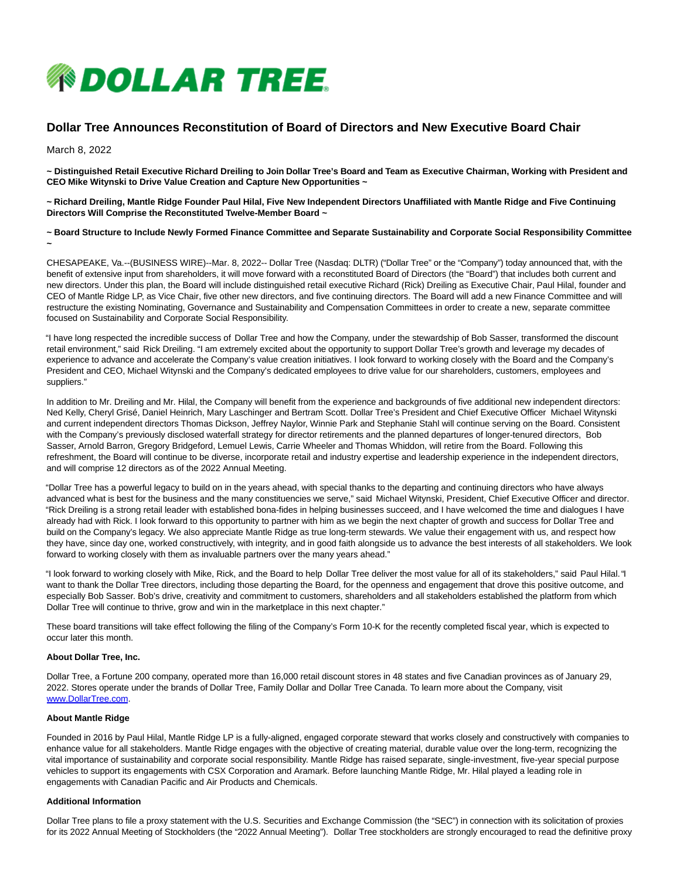# Dollar Tree Announces Reconstitution of Board of Directors and New Executive Board Chair

March 8, 2022

**~ Distinguished Retail Executive Richard Dreiling to Join Dollar Tree's Board and Team as Executive Chairman, Working with President and CEO Mike Witynski to Drive Value Creation and Capture New Opportunities ~**

**~ Richard Dreiling, Mantle Ridge Founder Paul Hilal, Five New Independent Directors Unaffiliated with Mantle Ridge and Five Continuing Directors Will Comprise the Reconstituted Twelve-Member Board ~**

**~ Board Structure to Include Newly Formed Finance Committee and Separate Sustainability and Corporate Social Responsibility Committee ~**

CHESAPEAKE, Va.--(BUSINESS WIRE)--Mar. 8, 2022-- Dollar Tree (Nasdaq: DLTR) ("Dollar Tree" or the "Company") today announced that, with the benefit of extensive input from shareholders, it will move forward with a reconstituted Board of Directors (the "Board") that includes both current and new directors. Under this plan, the Board will include distinguished retail executive Richard (Rick) Dreiling as Executive Chair, Paul Hilal, founder and CEO of Mantle Ridge LP, as Vice Chair, five other new directors, and five continuing directors. The Board will add a new Finance Committee and will restructure the existing Nominating, Governance and Sustainability and Compensation Committees in order to create a new, separate committee focused on Sustainability and Corporate Social Responsibility.

"I have long respected the incredible success of Dollar Tree and how the Company, under the stewardship of Bob Sasser, transformed the discount retail environment," said Rick Dreiling. "I am extremely excited about the opportunity to support Dollar Tree's growth and leverage my decades of experience to advance and accelerate the Company's value creation initiatives. I look forward to working closely with the Board and the Company's President and CEO, Michael Witynski and the Company's dedicated employees to drive value for our shareholders, customers, employees and suppliers."

In addition to Mr. Dreiling and Mr. Hilal, the Company will benefit from the experience and backgrounds of five additional new independent directors: Ned Kelly, Cheryl Grisé, Daniel Heinrich, Mary Laschinger and Bertram Scott. Dollar Tree's President and Chief Executive Officer Michael Witynski and current independent directors Thomas Dickson, Jeffrey Naylor, Winnie Park and Stephanie Stahl will continue serving on the Board. Consistent with the Company's previously disclosed waterfall strategy for director retirements and the planned departures of longer-tenured directors, Bob Sasser, Arnold Barron, Gregory Bridgeford, Lemuel Lewis, Carrie Wheeler and Thomas Whiddon, will retire from the Board. Following this refreshment, the Board will continue to be diverse, incorporate retail and industry expertise and leadership experience in the independent directors, and will comprise 12 directors as of the 2022 Annual Meeting.

"Dollar Tree has a powerful legacy to build on in the years ahead, with special thanks to the departing and continuing directors who have always advanced what is best for the business and the many constituencies we serve," said Michael Witynski, President, Chief Executive Officer and director. "Rick Dreiling is a strong retail leader with established bona-fides in helping businesses succeed, and I have welcomed the time and dialogues I have already had with Rick. I look forward to this opportunity to partner with him as we begin the next chapter of growth and success for Dollar Tree and build on the Company's legacy. We also appreciate Mantle Ridge as true long-term stewards. We value their engagement with us, and respect how they have, since day one, worked constructively, with integrity, and in good faith alongside us to advance the best interests of all stakeholders. We look forward to working closely with them as invaluable partners over the many years ahead."

"I look forward to working closely with Mike, Rick, and the Board to help Dollar Tree deliver the most value for all of its stakeholders," said Paul Hilal. "I want to thank the Dollar Tree directors, including those departing the Board, for the openness and engagement that drove this positive outcome, and especially Bob Sasser. Bob's drive, creativity and commitment to customers, shareholders and all stakeholders established the platform from which Dollar Tree will continue to thrive, grow and win in the marketplace in this next chapter."

These board transitions will take effect following the filing of the Company's Form 10-K for the recently completed fiscal year, which is expected to occur later this month.

**About Dollar Tree, Inc.**

Dollar Tree, a Fortune 200 company, operated more than 16,000 retail discount stores in 48 states and five Canadian provinces as of January 29, 2022. Stores operate under the brands of Dollar Tree, Family Dollar and Dollar Tree Canada. To learn more about the Company, visit [www.DollarTree.com](www.DollarTree.com).

**About Mantle Ridge**

Founded in 2016 by Paul Hilal, Mantle Ridge LP is a fully-aligned, engaged corporate steward that works closely and constructively with companies to enhance value for all stakeholders. Mantle Ridge engages with the objective of creating material, durable value over the long-term, recognizing the vital importance of sustainability and corporate social responsibility. Mantle Ridge has raised separate, single-investment, five-year special purpose vehicles to support its engagements with CSX Corporation and Aramark. Before launching Mantle Ridge, Mr. Hilal played a leading role in engagements with Canadian Pacific and Air Products and Chemicals.

**Additional Information**

Dollar Tree plans to file a proxy statement with the U.S. Securities and Exchange Commission (the "SEC") in connection with its solicitation of proxies for its 2022 Annual Meeting of Stockholders (the "2022 Annual Meeting"). Dollar Tree stockholders are strongly encouraged to read the definitive proxy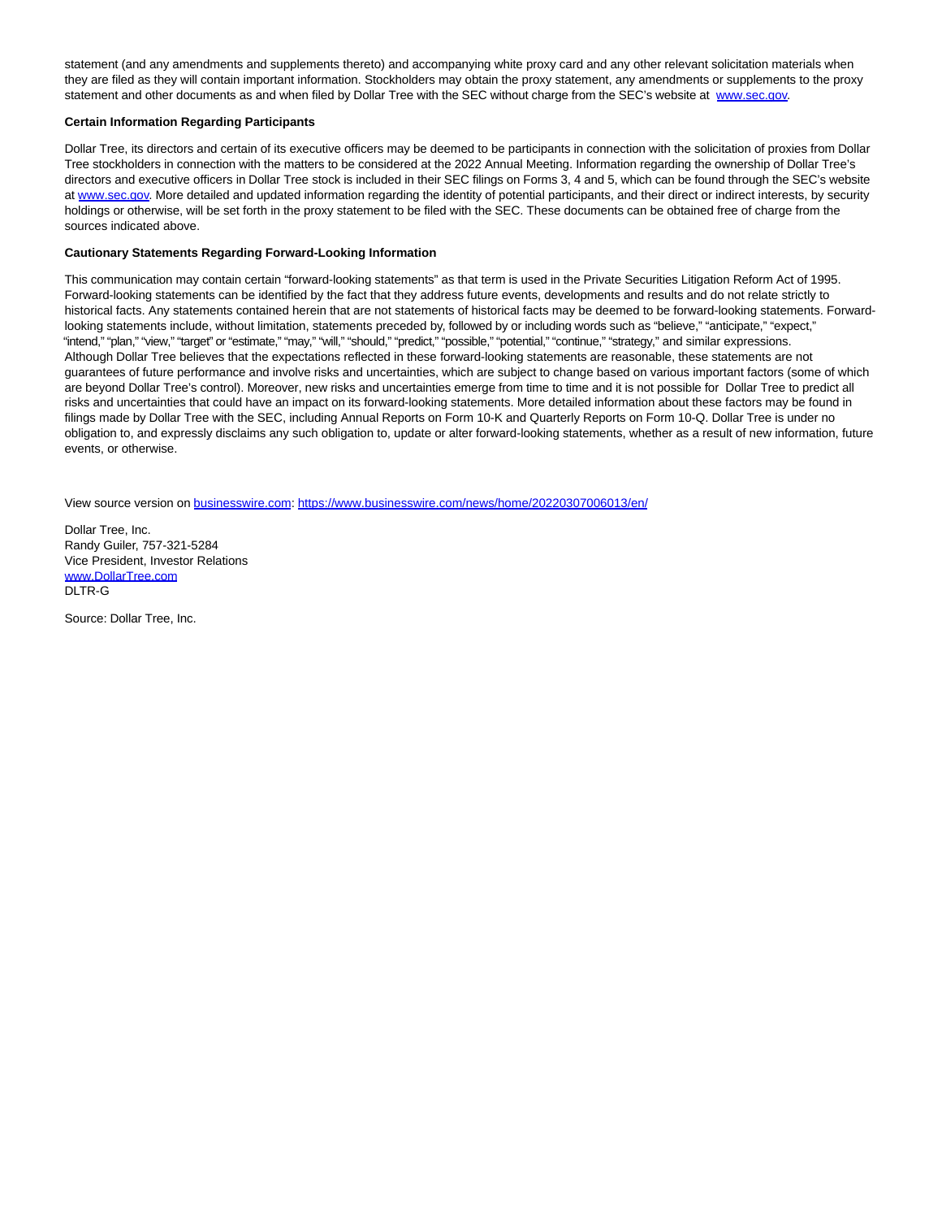statement (and any amendments and supplements thereto) and accompanying white proxy card and any other relevant solicitation materials when they are filed as they will contain important information. Stockholders may obtain the proxy statement, any amendments or supplements to the proxy statement and other documents as and when filed by Dollar Tree with the SEC without charge from the SEC's website at [www.sec.gov](http://www.sec.gov).

**Certain Information Regarding Participants**

Dollar Tree, its directors and certain of its executive officers may be deemed to be participants in connection with the solicitation of proxies from Dollar Tree stockholders in connection with the matters to be considered at the 2022 Annual Meeting. Information regarding the ownership of Dollar Tree's directors and executive officers in Dollar Tree stock is included in their SEC filings on Forms 3, 4 and 5, which can be found through the SEC's website at [www.sec.gov](http://www.sec.gov). More detailed and updated information regarding the identity of potential participants, and their direct or indirect interests, by security holdings or otherwise, will be set forth in the proxy statement to be filed with the SEC. These documents can be obtained free of charge from the sources indicated above.

**Cautionary Statements Regarding Forward-Looking Information**

This communication may contain certain "forward-looking statements" as that term is used in the Private Securities Litigation Reform Act of 1995. Forward-looking statements can be identified by the fact that they address future events, developments and results and do not relate strictly to historical facts. Any statements contained herein that are not statements of historical facts may be deemed to be forward-looking statements. Forward-looking statements include, without limitation, statements preceded by, followed by or including words such as "believe," "anticipate," "expect," "intend," "plan," "view," "target" or "estimate," "may," "will," "should," "predict," "possible," "potential," "continue," "strategy," and similar expressions. Although Dollar Tree believes that the expectations reflected in these forward-looking statements are reasonable, these statements are not guarantees of future performance and involve risks and uncertainties, which are subject to change based on various important factors (some of which are beyond Dollar Tree's control). Moreover, new risks and uncertainties emerge from time to time and it is not possible for Dollar Tree to predict all risks and uncertainties that could have an impact on its forward-looking statements. More detailed information about these factors may be found in filings made by Dollar Tree with the SEC, including Annual Reports on Form 10-K and Quarterly Reports on Form 10-Q. Dollar Tree is under no obligation to, and expressly disclaims any such obligation to, update or alter forward-looking statements, whether as a result of new information, future events, or otherwise.

View source version on [businesswire.com](http://businesswire.com): [https://www.businesswire.com/news/home/20220307006013/en/](https://www.businesswire.com/news/home/20220307006013/en/)

Dollar Tree, Inc.  
Randy Guiler, 757-321-5284  
Vice President, Investor Relations  
[www.DollarTree.com](http://www.DollarTree.com)  
DLTR-G

Source: Dollar Tree, Inc.